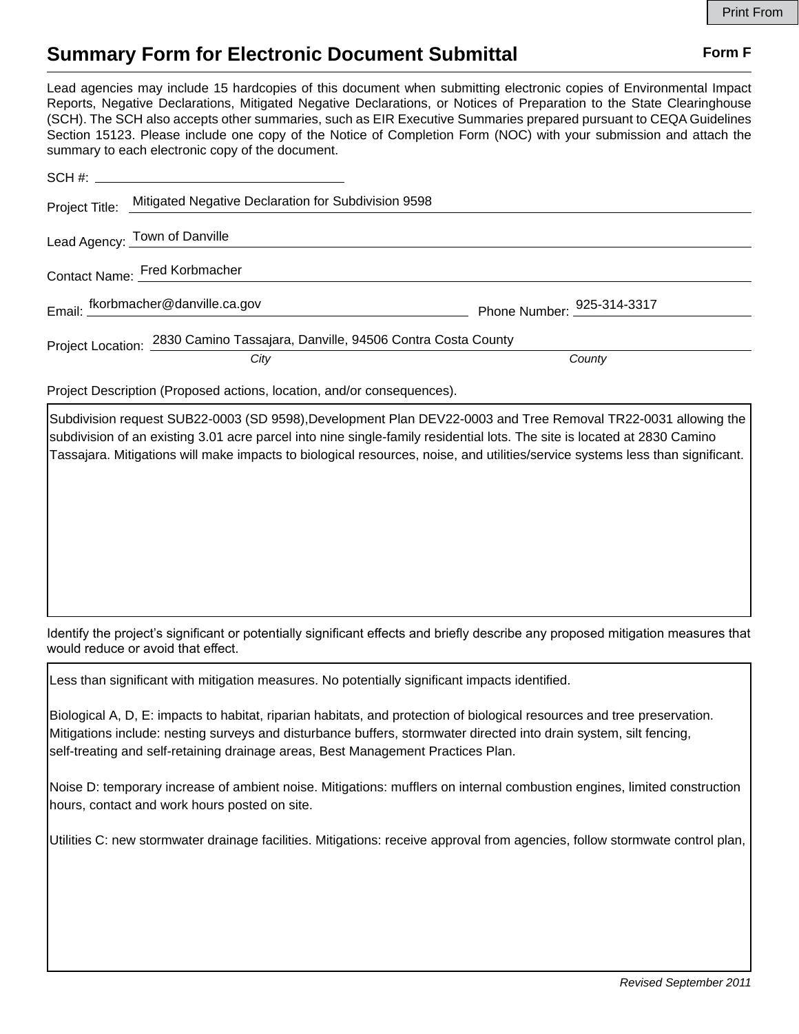# Summary Form for Electronic Document Submittal

**Form F**

Lead agencies may include 15 hardcopies of this document when submitting electronic copies of Environmental Impact Reports, Negative Declarations, Mitigated Negative Declarations, or Notices of Preparation to the State Clearinghouse (SCH). The SCH also accepts other summaries, such as EIR Executive Summaries prepared pursuant to CEQA Guidelines Section 15123. Please include one copy of the Notice of Completion Form (NOC) with your submission and attach the summary to each electronic copy of the document.

SCH #:

Project Title: Mitigated Negative Declaration for Subdivision 9598

Lead Agency: Town of Danville

Contact Name: Fred Korbmacher

Email: fkorbmacher@danville.ca.gov Phone Number: 925-314-3317

Project Location: 2830 Camino Tassajara, Danville, 94506 Contra Costa County

*City* *County*

Project Description (Proposed actions, location, and/or consequences).

Subdivision request SUB22-0003 (SD 9598),Development Plan DEV22-0003 and Tree Removal TR22-0031 allowing the subdivision of an existing 3.01 acre parcel into nine single-family residential lots. The site is located at 2830 Camino Tassajara. Mitigations will make impacts to biological resources, noise, and utilities/service systems less than significant.

Identify the project's significant or potentially significant effects and briefly describe any proposed mitigation measures that would reduce or avoid that effect.

Less than significant with mitigation measures. No potentially significant impacts identified.

Biological A, D, E: impacts to habitat, riparian habitats, and protection of biological resources and tree preservation. Mitigations include: nesting surveys and disturbance buffers, stormwater directed into drain system, silt fencing, self-treating and self-retaining drainage areas, Best Management Practices Plan.

Noise D: temporary increase of ambient noise. Mitigations: mufflers on internal combustion engines, limited construction hours, contact and work hours posted on site.

Utilities C: new stormwater drainage facilities. Mitigations: receive approval from agencies, follow stormwate control plan,

*Revised September 2011*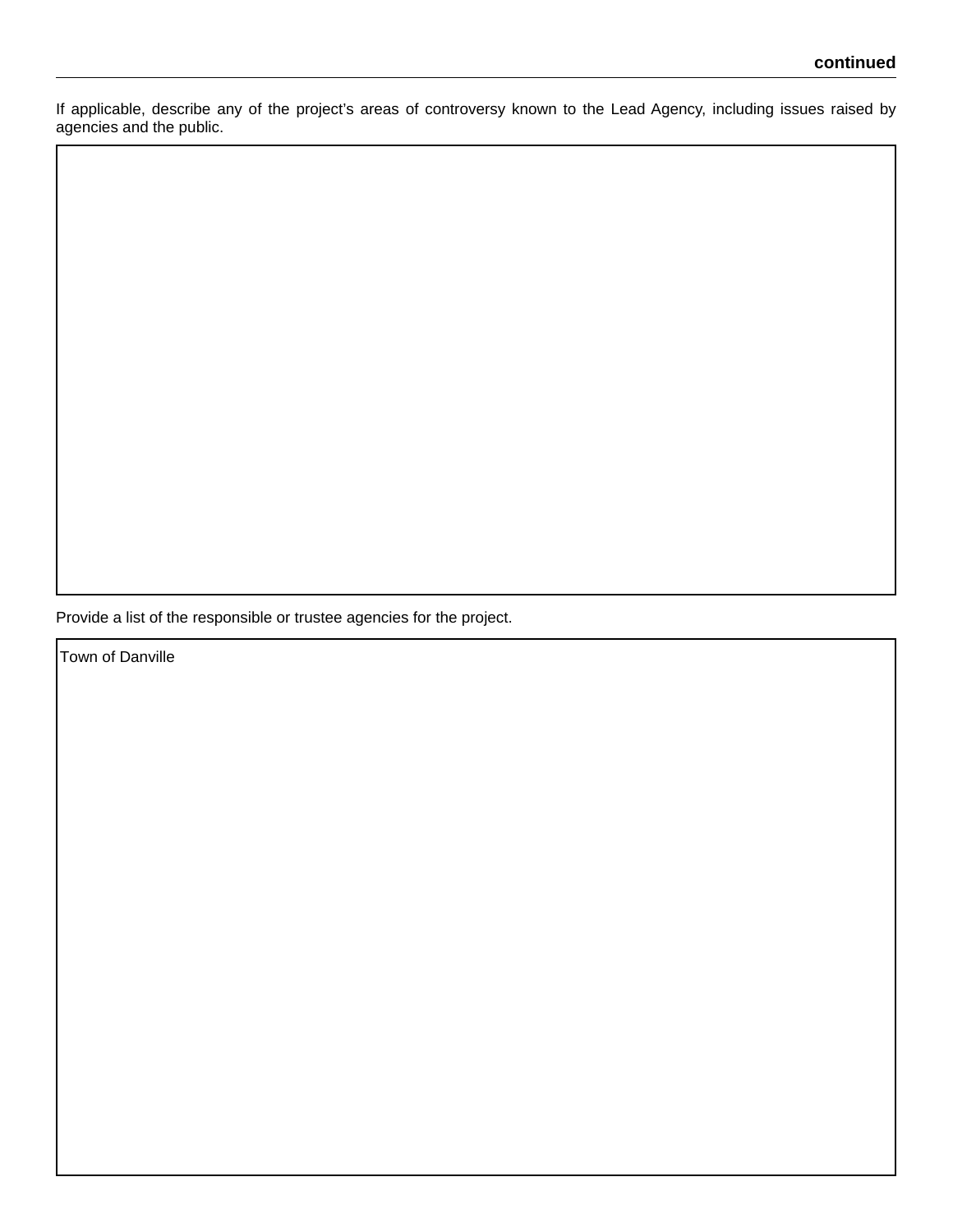**continued**

If applicable, describe any of the project's areas of controversy known to the Lead Agency, including issues raised by agencies and the public.

Provide a list of the responsible or trustee agencies for the project.

Town of Danville